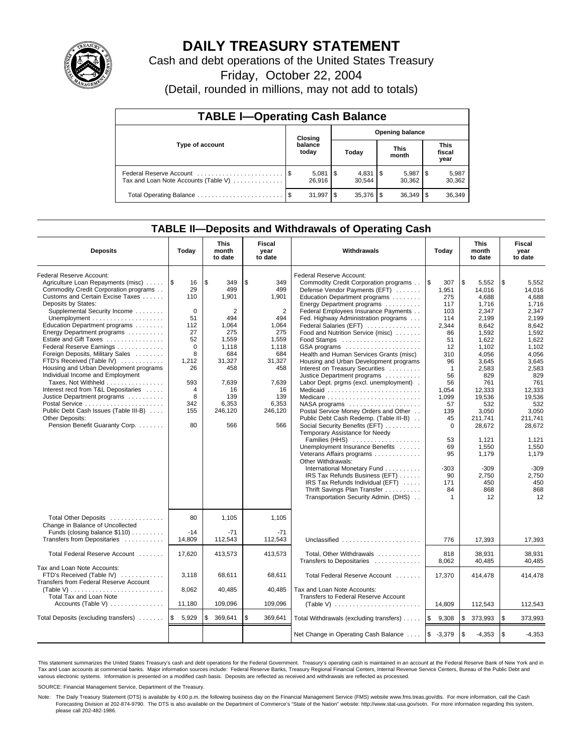# DAILY TREASURY STATEMENT

Cash and debt operations of the United States Treasury

Friday, October 22, 2004

(Detail, rounded in millions, may not add to totals)

## TABLE I—Operating Cash Balance

| Type of account | Closing balance today | Opening balance Today | Opening balance This month | Opening balance This fiscal year |
|---|---|---|---|---|
| Federal Reserve Account | $ 5,081 | $ 4,831 | $ 5,987 | $ 5,987 |
| Tax and Loan Note Accounts (Table V) | 26,916 | 30,544 | 30,362 | 30,362 |
| Total Operating Balance | $ 31,997 | $ 35,376 | $ 36,349 | $ 36,349 |

## TABLE II—Deposits and Withdrawals of Operating Cash

| Deposits | Today | This month to date | Fiscal year to date | Withdrawals | Today | This month to date | Fiscal year to date |
|---|---|---|---|---|---|---|---|
| Federal Reserve Account: | | | | Federal Reserve Account: | | | |
| Agriculture Loan Repayments (misc) | $ 16 | $ 349 | $ 349 | Commodity Credit Corporation programs | $ 307 | $ 5,552 | $ 5,552 |
| Commodity Credit Corporation programs | 29 | 499 | 499 | Defense Vendor Payments (EFT) | 1,951 | 14,016 | 14,016 |
| Customs and Certain Excise Taxes | 110 | 1,901 | 1,901 | Education Department programs | 275 | 4,688 | 4,688 |
| Deposits by States: | | | | Energy Department programs | 117 | 1,716 | 1,716 |
| Supplemental Security Income | 0 | 2 | 2 | Federal Employees Insurance Payments | 103 | 2,347 | 2,347 |
| Unemployment | 51 | 494 | 494 | Fed. Highway Administration programs | 114 | 2,199 | 2,199 |
| Education Department programs | 112 | 1,064 | 1,064 | Federal Salaries (EFT) | 2,344 | 8,642 | 8,642 |
| Energy Department programs | 27 | 275 | 275 | Food and Nutrition Service (misc) | 86 | 1,592 | 1,592 |
| Estate and Gift Taxes | 52 | 1,559 | 1,559 | Food Stamps | 51 | 1,622 | 1,622 |
| Federal Reserve Earnings | 0 | 1,118 | 1,118 | GSA programs | 12 | 1,102 | 1,102 |
| Foreign Deposits, Military Sales | 8 | 684 | 684 | Health and Human Services Grants (misc) | 310 | 4,056 | 4,056 |
| FTD's Received (Table IV) | 1,212 | 31,327 | 31,327 | Housing and Urban Development programs | 96 | 3,645 | 3,645 |
| Housing and Urban Development programs | 26 | 458 | 458 | Interest on Treasury Securities | 1 | 2,583 | 2,583 |
| Individual Income and Employment | | | | Justice Department programs | 56 | 829 | 829 |
| Taxes, Not Withheld | 593 | 7,639 | 7,639 | Labor Dept. prgms (excl. unemployment) | 56 | 761 | 761 |
| Interest recd from T&L Depositaries | 4 | 16 | 16 | Medicaid | 1,054 | 12,333 | 12,333 |
| Justice Department programs | 8 | 139 | 139 | Medicare | 1,099 | 19,536 | 19,536 |
| Postal Service | 342 | 6,353 | 6,353 | NASA programs | 57 | 532 | 532 |
| Public Debt Cash Issues (Table III-B) | 155 | 246,120 | 246,120 | Postal Service Money Orders and Other | 139 | 3,050 | 3,050 |
| Other Deposits: | | | | Public Debt Cash Redemp. (Table III-B) | 45 | 211,741 | 211,741 |
| Pension Benefit Guaranty Corp. | 80 | 566 | 566 | Social Security Benefits (EFT) | 0 | 28,672 | 28,672 |
| | | | | Temporary Assistance for Needy Families (HHS) | 53 | 1,121 | 1,121 |
| | | | | Unemployment Insurance Benefits | 69 | 1,550 | 1,550 |
| | | | | Veterans Affairs programs | 95 | 1,179 | 1,179 |
| | | | | Other Withdrawals: | | | |
| | | | | International Monetary Fund | -303 | -309 | -309 |
| | | | | IRS Tax Refunds Business (EFT) | 90 | 2,750 | 2,750 |
| | | | | IRS Tax Refunds Individual (EFT) | 171 | 450 | 450 |
| | | | | Thrift Savings Plan Transfer | 84 | 868 | 868 |
| | | | | Transportation Security Admin. (DHS) | 1 | 12 | 12 |
| Total Other Deposits | 80 | 1,105 | 1,105 | | | | |
| Change in Balance of Uncollected Funds (closing balance $110) | -14 | -71 | -71 | | | | |
| Transfers from Depositaries | 14,809 | 112,543 | 112,543 | Unclassified | 776 | 17,393 | 17,393 |
| Total Federal Reserve Account | 17,620 | 413,573 | 413,573 | Total, Other Withdrawals | 818 | 38,931 | 38,931 |
| | | | | Transfers to Depositaries | 8,062 | 40,485 | 40,485 |
| Tax and Loan Note Accounts: | | | | | | | |
| FTD's Received (Table IV) | 3,118 | 68,611 | 68,611 | Total Federal Reserve Account | 17,370 | 414,478 | 414,478 |
| Transfers from Federal Reserve Account (Table V) | 8,062 | 40,485 | 40,485 | Tax and Loan Note Accounts: | | | |
| Total Tax and Loan Note Accounts (Table V) | 11,180 | 109,096 | 109,096 | Transfers to Federal Reserve Account (Table V) | 14,809 | 112,543 | 112,543 |
| Total Deposits (excluding transfers) | $ 5,929 | $ 369,641 | $ 369,641 | Total Withdrawals (excluding transfers) | $ 9,308 | $ 373,993 | $ 373,993 |
| | | | | Net Change in Operating Cash Balance | $ -3,379 | $ -4,353 | $ -4,353 |

This statement summarizes the United States Treasury's cash and debt operations for the Federal Government. Treasury's operating cash is maintained in an account at the Federal Reserve Bank of New York and in Tax and Loan accounts at commercial banks. Major information sources include: Federal Reserve Banks, Treasury Regional Financial Centers, Internal Revenue Service Centers, Bureau of the Public Debt and various electronic systems. Information is presented on a modified cash basis. Deposits are reflected as received and withdrawals are reflected as processed.

SOURCE: Financial Management Service, Department of the Treasury.

Note: The Daily Treasury Statement (DTS) is available by 4:00 p.m. the following business day on the Financial Management Service (FMS) website www.fms.treas.gov/dts. For more information, call the Cash Forecasting Division at 202-874-9790. The DTS is also available on the Department of Commerce's "State of the Nation" website: http://www.stat-usa.gov/sotn. For more information regarding this system, please call 202-482-1986.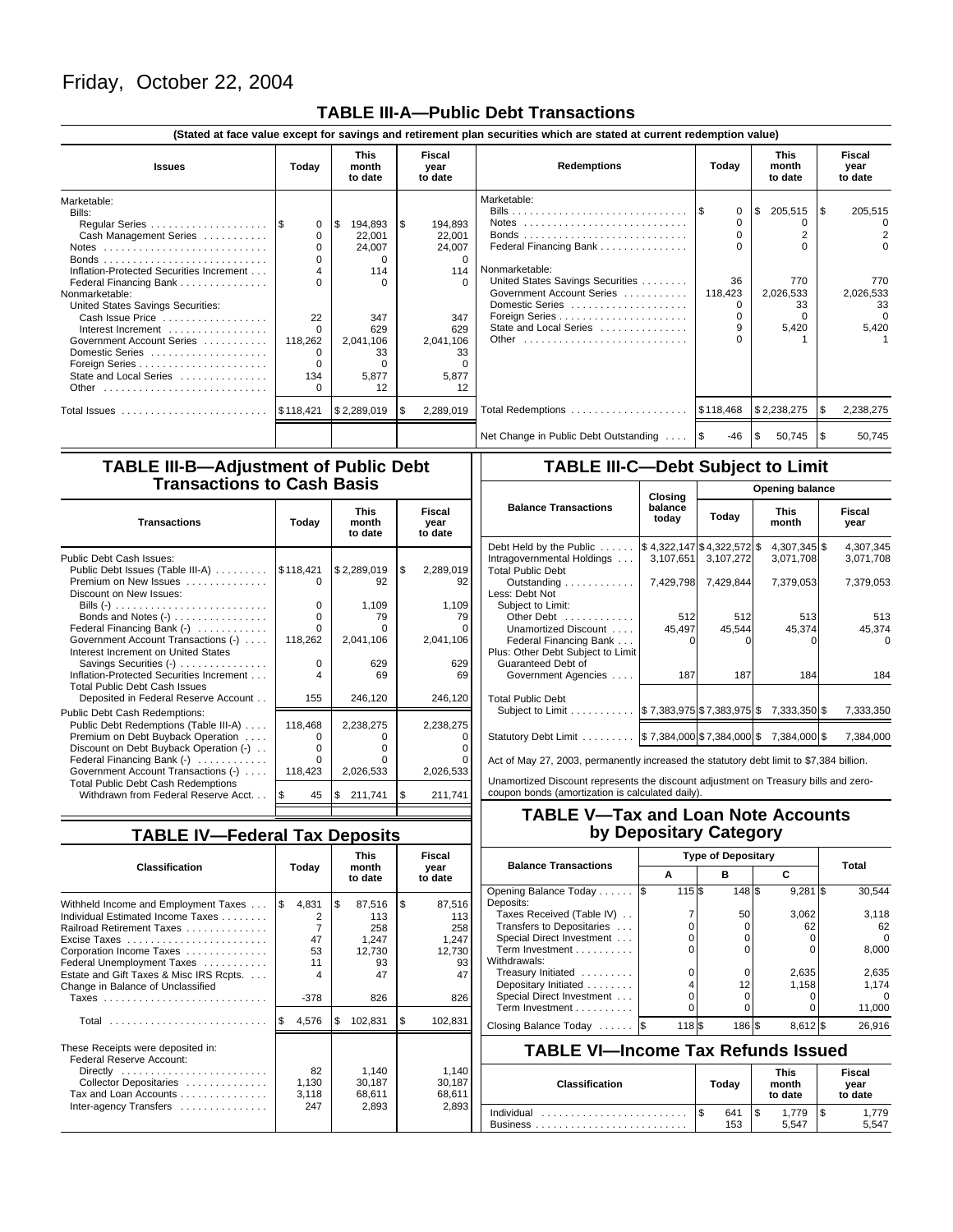Friday, October 22, 2004

## TABLE III-A—Public Debt Transactions

(Stated at face value except for savings and retirement plan securities which are stated at current redemption value)

| Issues | Today | This month to date | Fiscal year to date |
|---|---|---|---|
| Marketable: | | | |
| Bills: | | | |
| Regular Series | $ 0 | $ 194,893 | $ 194,893 |
| Cash Management Series | 0 | 22,001 | 22,001 |
| Notes | 0 | 24,007 | 24,007 |
| Bonds | 0 | 0 | 0 |
| Inflation-Protected Securities Increment | 4 | 114 | 114 |
| Federal Financing Bank | 0 | 0 | 0 |
| Nonmarketable: | | | |
| United States Savings Securities: | | | |
| Cash Issue Price | 22 | 347 | 347 |
| Interest Increment | 0 | 629 | 629 |
| Government Account Series | 118,262 | 2,041,106 | 2,041,106 |
| Domestic Series | 0 | 33 | 33 |
| Foreign Series | 0 | 0 | 0 |
| State and Local Series | 134 | 5,877 | 5,877 |
| Other | 0 | 12 | 12 |
| Total Issues | $118,421 | $2,289,019 | $ 2,289,019 |

| Redemptions | Today | This month to date | Fiscal year to date |
|---|---|---|---|
| Marketable: | | | |
| Bills | $ 0 | $ 205,515 | $ 205,515 |
| Notes | 0 | 0 | 0 |
| Bonds | 0 | 2 | 2 |
| Federal Financing Bank | 0 | 0 | 0 |
| Nonmarketable: | | | |
| United States Savings Securities | 36 | 770 | 770 |
| Government Account Series | 118,423 | 2,026,533 | 2,026,533 |
| Domestic Series | 0 | 33 | 33 |
| Foreign Series | 0 | 0 | 0 |
| State and Local Series | 9 | 5,420 | 5,420 |
| Other | 0 | 1 | 1 |
| Total Redemptions | $118,468 | $2,238,275 | $ 2,238,275 |
| Net Change in Public Debt Outstanding | $ -46 | $ 50,745 | $ 50,745 |

## TABLE III-B—Adjustment of Public Debt Transactions to Cash Basis

| Transactions | Today | This month to date | Fiscal year to date |
|---|---|---|---|
| Public Debt Cash Issues: | | | |
| Public Debt Issues (Table III-A) | $118,421 | $2,289,019 | $ 2,289,019 |
| Premium on New Issues | 0 | 92 | 92 |
| Discount on New Issues: | | | |
| Bills (-) | 0 | 1,109 | 1,109 |
| Bonds and Notes (-) | 0 | 79 | 79 |
| Federal Financing Bank (-) | 0 | 0 | 0 |
| Government Account Transactions (-) | 118,262 | 2,041,106 | 2,041,106 |
| Interest Increment on United States Savings Securities (-) | 0 | 629 | 629 |
| Inflation-Protected Securities Increment | 4 | 69 | 69 |
| Total Public Debt Cash Issues Deposited in Federal Reserve Account | 155 | 246,120 | 246,120 |
| Public Debt Cash Redemptions: | | | |
| Public Debt Redemptions (Table III-A) | 118,468 | 2,238,275 | 2,238,275 |
| Premium on Debt Buyback Operation | 0 | 0 | 0 |
| Discount on Debt Buyback Operation (-) | 0 | 0 | 0 |
| Federal Financing Bank (-) | 0 | 0 | 0 |
| Government Account Transactions (-) | 118,423 | 2,026,533 | 2,026,533 |
| Total Public Debt Cash Redemptions Withdrawn from Federal Reserve Acct. | $ 45 | $ 211,741 | $ 211,741 |

## TABLE III-C—Debt Subject to Limit

| Balance Transactions | Closing balance today | Opening balance Today | Opening balance This month | Opening balance Fiscal year |
|---|---|---|---|---|
| Debt Held by the Public | $ 4,322,147 | $ 4,322,572 | $ 4,307,345 | $ 4,307,345 |
| Intragovernmental Holdings | 3,107,651 | 3,107,272 | 3,071,708 | 3,071,708 |
| Total Public Debt Outstanding | 7,429,798 | 7,429,844 | 7,379,053 | 7,379,053 |
| Less: Debt Not Subject to Limit: | | | | |
| Other Debt | 512 | 512 | 513 | 513 |
| Unamortized Discount | 45,497 | 45,544 | 45,374 | 45,374 |
| Federal Financing Bank | 0 | 0 | 0 | 0 |
| Plus: Other Debt Subject to Limit Guaranteed Debt of Government Agencies | 187 | 187 | 184 | 184 |
| Total Public Debt Subject to Limit | $ 7,383,975 | $ 7,383,975 | $ 7,333,350 | $ 7,333,350 |
| Statutory Debt Limit | $ 7,384,000 | $ 7,384,000 | $ 7,384,000 | $ 7,384,000 |

Act of May 27, 2003, permanently increased the statutory debt limit to $7,384 billion.

Unamortized Discount represents the discount adjustment on Treasury bills and zero-coupon bonds (amortization is calculated daily).

## TABLE IV—Federal Tax Deposits

| Classification | Today | This month to date | Fiscal year to date |
|---|---|---|---|
| Withheld Income and Employment Taxes | $ 4,831 | $ 87,516 | $ 87,516 |
| Individual Estimated Income Taxes | 2 | 113 | 113 |
| Railroad Retirement Taxes | 7 | 258 | 258 |
| Excise Taxes | 47 | 1,247 | 1,247 |
| Corporation Income Taxes | 53 | 12,730 | 12,730 |
| Federal Unemployment Taxes | 11 | 93 | 93 |
| Estate and Gift Taxes & Misc IRS Rcpts. | 4 | 47 | 47 |
| Change in Balance of Unclassified Taxes | -378 | 826 | 826 |
| Total | $ 4,576 | $ 102,831 | $ 102,831 |
| These Receipts were deposited in: | | | |
| Federal Reserve Account: | | | |
| Directly | 82 | 1,140 | 1,140 |
| Collector Depositaries | 1,130 | 30,187 | 30,187 |
| Tax and Loan Accounts | 3,118 | 68,611 | 68,611 |
| Inter-agency Transfers | 247 | 2,893 | 2,893 |

## TABLE V—Tax and Loan Note Accounts by Depositary Category

| Balance Transactions | Type of Depositary A | B | C | Total |
|---|---|---|---|---|
| Opening Balance Today | $ 115 | $ 148 | $ 9,281 | $ 30,544 |
| Deposits: | | | | |
| Taxes Received (Table IV) | 7 | 50 | 3,062 | 3,118 |
| Transfers to Depositaries | 0 | 0 | 62 | 62 |
| Special Direct Investment | 0 | 0 | 0 | 0 |
| Term Investment | 0 | 0 | 0 | 8,000 |
| Withdrawals: | | | | |
| Treasury Initiated | 0 | 0 | 2,635 | 2,635 |
| Depositary Initiated | 4 | 12 | 1,158 | 1,174 |
| Special Direct Investment | 0 | 0 | 0 | 0 |
| Term Investment | 0 | 0 | 0 | 11,000 |
| Closing Balance Today | $ 118 | $ 186 | $ 8,612 | $ 26,916 |

## TABLE VI—Income Tax Refunds Issued

| Classification | Today | This month to date | Fiscal year to date |
|---|---|---|---|
| Individual | $ 641 | $ 1,779 | $ 1,779 |
| Business | 153 | 5,547 | 5,547 |